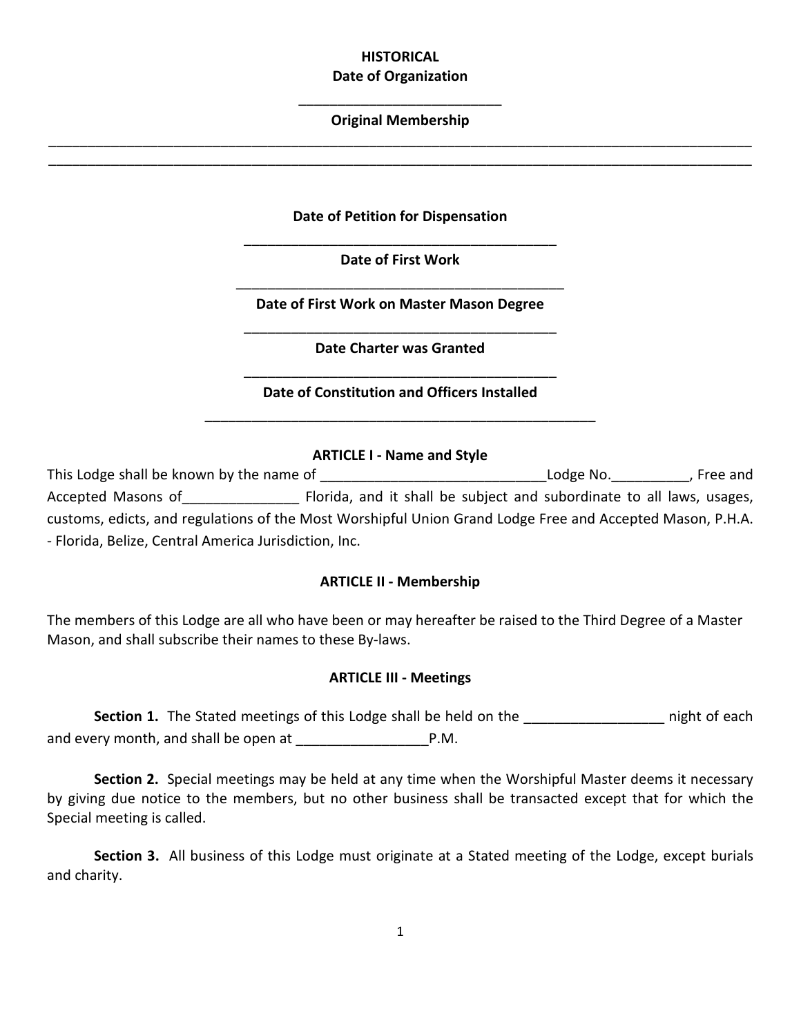**HISTORICAL**

**Date of Organization**

\_\_\_\_\_\_\_\_\_\_\_\_\_\_\_\_\_\_\_\_\_\_\_\_\_\_

**Original Membership**

\_\_\_\_\_\_\_\_\_\_\_\_\_\_\_\_\_\_\_\_\_\_\_\_\_\_\_\_\_\_\_\_\_\_\_\_\_\_\_\_\_\_\_\_\_\_\_\_\_\_\_\_\_\_\_\_\_\_\_\_\_\_\_\_\_\_\_\_\_\_\_\_\_\_\_\_\_\_\_\_\_\_\_\_\_\_\_\_\_\_\_\_

\_\_\_\_\_\_\_\_\_\_\_\_\_\_\_\_\_\_\_\_\_\_\_\_\_\_\_\_\_\_\_\_\_\_\_\_\_\_\_\_\_\_\_\_\_\_\_\_\_\_\_\_\_\_\_\_\_\_\_\_\_\_\_\_\_\_\_\_\_\_\_\_\_\_\_\_\_\_\_\_\_\_\_\_\_\_\_\_\_\_\_\_

**Date of Petition for Dispensation**

\_\_\_\_\_\_\_\_\_\_\_\_\_\_\_\_\_\_\_\_\_\_\_\_\_\_\_\_\_\_\_\_\_\_\_\_\_\_\_\_

**Date of First Work**

\_\_\_\_\_\_\_\_\_\_\_\_\_\_\_\_\_\_\_\_\_\_\_\_\_\_\_\_\_\_\_\_\_\_\_\_\_\_\_\_

**Date of First Work on Master Mason Degree**

\_\_\_\_\_\_\_\_\_\_\_\_\_\_\_\_\_\_\_\_\_\_\_\_\_\_\_\_\_\_\_\_\_\_\_\_\_\_\_\_

**Date Charter was Granted**

\_\_\_\_\_\_\_\_\_\_\_\_\_\_\_\_\_\_\_\_\_\_\_\_\_\_\_\_\_\_\_\_\_\_\_\_\_\_\_\_

**Date of Constitution and Officers Installed**

\_\_\_\_\_\_\_\_\_\_\_\_\_\_\_\_\_\_\_\_\_\_\_\_\_\_\_\_\_\_\_\_\_\_\_\_\_\_\_\_\_\_\_\_\_\_\_\_

## ARTICLE I - Name and Style

This Lodge shall be known by the name of \_\_\_\_\_\_\_\_\_\_\_\_\_\_\_\_\_\_\_\_\_\_\_\_\_\_\_\_\_Lodge No.\_\_\_\_\_\_\_\_\_\_, Free and Accepted Masons of\_\_\_\_\_\_\_\_\_\_\_\_\_\_\_ Florida, and it shall be subject and subordinate to all laws, usages, customs, edicts, and regulations of the Most Worshipful Union Grand Lodge Free and Accepted Mason, P.H.A. - Florida, Belize, Central America Jurisdiction, Inc.

## ARTICLE II - Membership

The members of this Lodge are all who have been or may hereafter be raised to the Third Degree of a Master Mason, and shall subscribe their names to these By-laws.

## ARTICLE III - Meetings

**Section 1.** The Stated meetings of this Lodge shall be held on the \_\_\_\_\_\_\_\_\_\_\_\_\_\_\_\_\_\_ night of each and every month, and shall be open at \_\_\_\_\_\_\_\_\_\_\_\_\_\_\_\_\_P.M.

**Section 2.** Special meetings may be held at any time when the Worshipful Master deems it necessary by giving due notice to the members, but no other business shall be transacted except that for which the Special meeting is called.

**Section 3.** All business of this Lodge must originate at a Stated meeting of the Lodge, except burials and charity.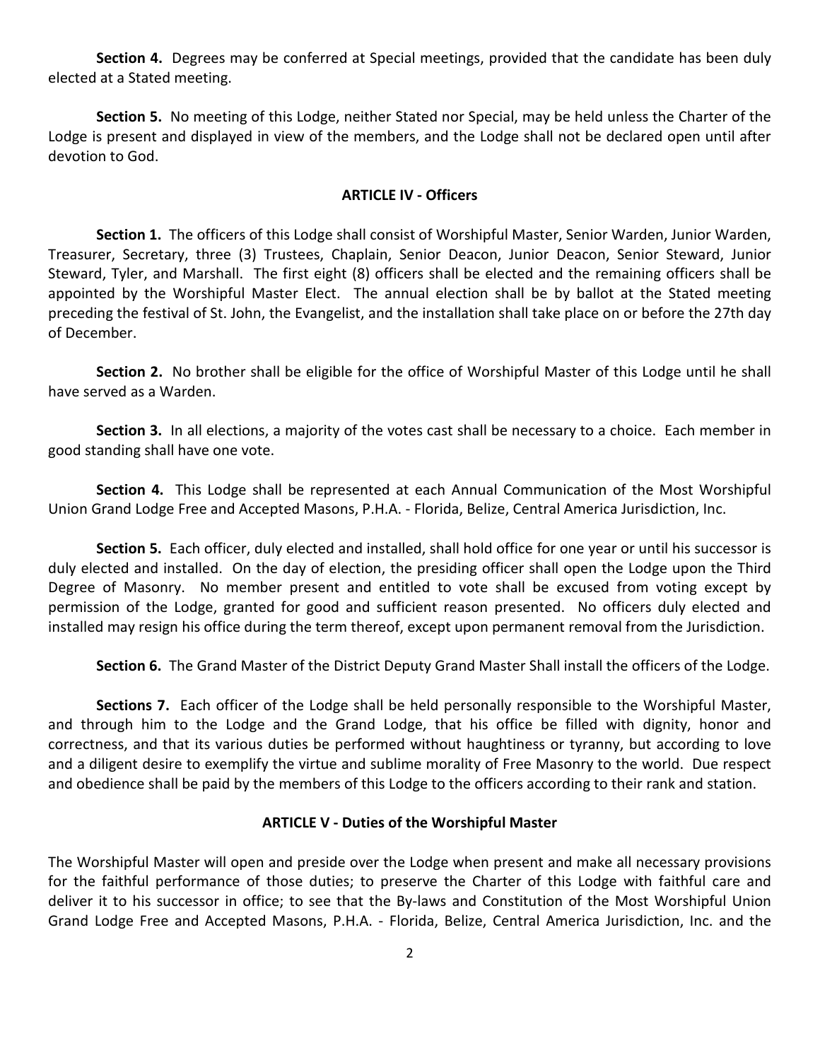**Section 4.** Degrees may be conferred at Special meetings, provided that the candidate has been duly elected at a Stated meeting.

**Section 5.** No meeting of this Lodge, neither Stated nor Special, may be held unless the Charter of the Lodge is present and displayed in view of the members, and the Lodge shall not be declared open until after devotion to God.

## ARTICLE IV - Officers

**Section 1.** The officers of this Lodge shall consist of Worshipful Master, Senior Warden, Junior Warden, Treasurer, Secretary, three (3) Trustees, Chaplain, Senior Deacon, Junior Deacon, Senior Steward, Junior Steward, Tyler, and Marshall. The first eight (8) officers shall be elected and the remaining officers shall be appointed by the Worshipful Master Elect. The annual election shall be by ballot at the Stated meeting preceding the festival of St. John, the Evangelist, and the installation shall take place on or before the 27th day of December.

**Section 2.** No brother shall be eligible for the office of Worshipful Master of this Lodge until he shall have served as a Warden.

**Section 3.** In all elections, a majority of the votes cast shall be necessary to a choice. Each member in good standing shall have one vote.

**Section 4.** This Lodge shall be represented at each Annual Communication of the Most Worshipful Union Grand Lodge Free and Accepted Masons, P.H.A. - Florida, Belize, Central America Jurisdiction, Inc.

**Section 5.** Each officer, duly elected and installed, shall hold office for one year or until his successor is duly elected and installed. On the day of election, the presiding officer shall open the Lodge upon the Third Degree of Masonry. No member present and entitled to vote shall be excused from voting except by permission of the Lodge, granted for good and sufficient reason presented. No officers duly elected and installed may resign his office during the term thereof, except upon permanent removal from the Jurisdiction.

**Section 6.** The Grand Master of the District Deputy Grand Master Shall install the officers of the Lodge.

**Sections 7.** Each officer of the Lodge shall be held personally responsible to the Worshipful Master, and through him to the Lodge and the Grand Lodge, that his office be filled with dignity, honor and correctness, and that its various duties be performed without haughtiness or tyranny, but according to love and a diligent desire to exemplify the virtue and sublime morality of Free Masonry to the world. Due respect and obedience shall be paid by the members of this Lodge to the officers according to their rank and station.

## ARTICLE V - Duties of the Worshipful Master

The Worshipful Master will open and preside over the Lodge when present and make all necessary provisions for the faithful performance of those duties; to preserve the Charter of this Lodge with faithful care and deliver it to his successor in office; to see that the By-laws and Constitution of the Most Worshipful Union Grand Lodge Free and Accepted Masons, P.H.A. - Florida, Belize, Central America Jurisdiction, Inc. and the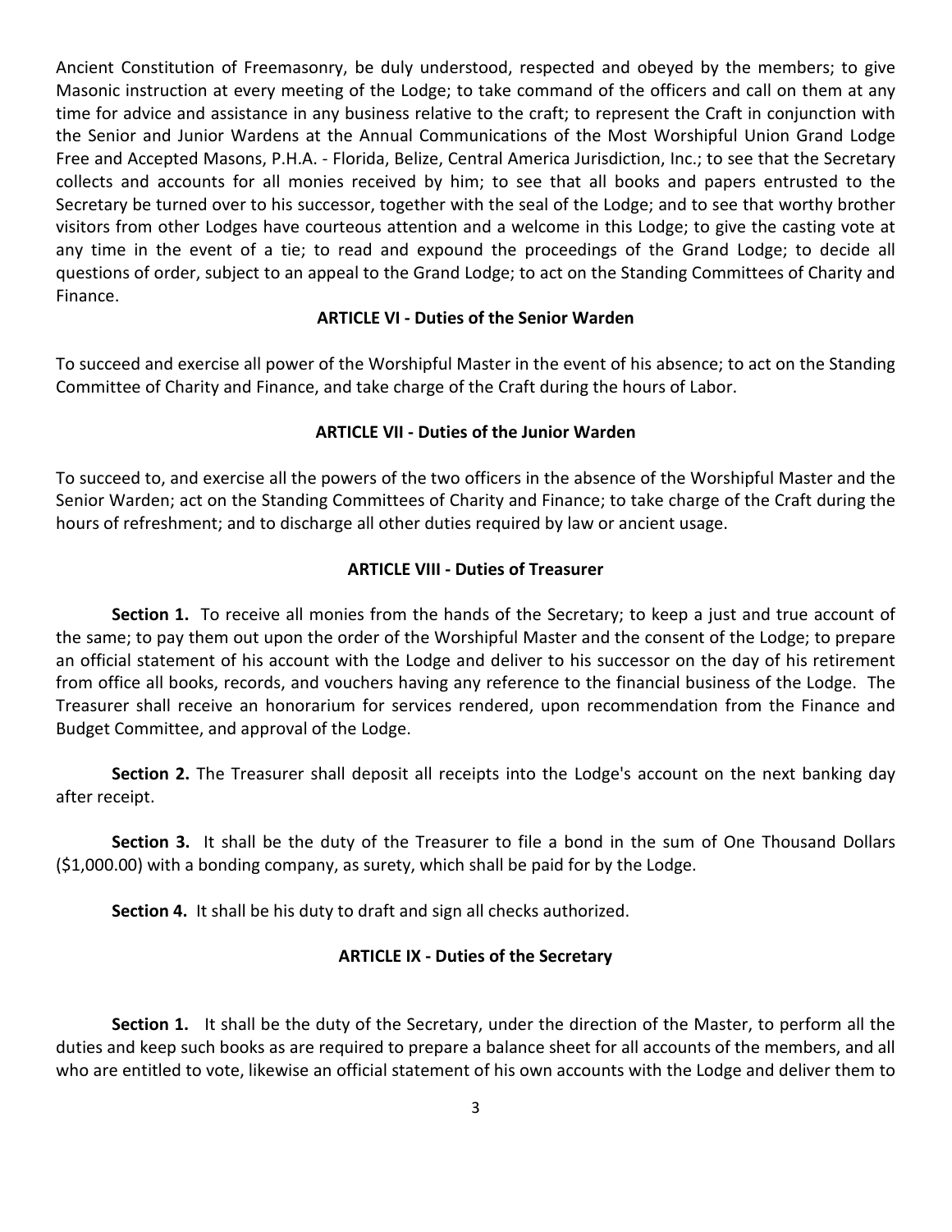Ancient Constitution of Freemasonry, be duly understood, respected and obeyed by the members; to give Masonic instruction at every meeting of the Lodge; to take command of the officers and call on them at any time for advice and assistance in any business relative to the craft; to represent the Craft in conjunction with the Senior and Junior Wardens at the Annual Communications of the Most Worshipful Union Grand Lodge Free and Accepted Masons, P.H.A. - Florida, Belize, Central America Jurisdiction, Inc.; to see that the Secretary collects and accounts for all monies received by him; to see that all books and papers entrusted to the Secretary be turned over to his successor, together with the seal of the Lodge; and to see that worthy brother visitors from other Lodges have courteous attention and a welcome in this Lodge; to give the casting vote at any time in the event of a tie; to read and expound the proceedings of the Grand Lodge; to decide all questions of order, subject to an appeal to the Grand Lodge; to act on the Standing Committees of Charity and Finance.

**ARTICLE VI - Duties of the Senior Warden**

To succeed and exercise all power of the Worshipful Master in the event of his absence; to act on the Standing Committee of Charity and Finance, and take charge of the Craft during the hours of Labor.

**ARTICLE VII - Duties of the Junior Warden**

To succeed to, and exercise all the powers of the two officers in the absence of the Worshipful Master and the Senior Warden; act on the Standing Committees of Charity and Finance; to take charge of the Craft during the hours of refreshment; and to discharge all other duties required by law or ancient usage.

**ARTICLE VIII - Duties of Treasurer**

**Section 1.** To receive all monies from the hands of the Secretary; to keep a just and true account of the same; to pay them out upon the order of the Worshipful Master and the consent of the Lodge; to prepare an official statement of his account with the Lodge and deliver to his successor on the day of his retirement from office all books, records, and vouchers having any reference to the financial business of the Lodge. The Treasurer shall receive an honorarium for services rendered, upon recommendation from the Finance and Budget Committee, and approval of the Lodge.

**Section 2.** The Treasurer shall deposit all receipts into the Lodge's account on the next banking day after receipt.

**Section 3.** It shall be the duty of the Treasurer to file a bond in the sum of One Thousand Dollars ($1,000.00) with a bonding company, as surety, which shall be paid for by the Lodge.

**Section 4.** It shall be his duty to draft and sign all checks authorized.

**ARTICLE IX - Duties of the Secretary**

**Section 1.** It shall be the duty of the Secretary, under the direction of the Master, to perform all the duties and keep such books as are required to prepare a balance sheet for all accounts of the members, and all who are entitled to vote, likewise an official statement of his own accounts with the Lodge and deliver them to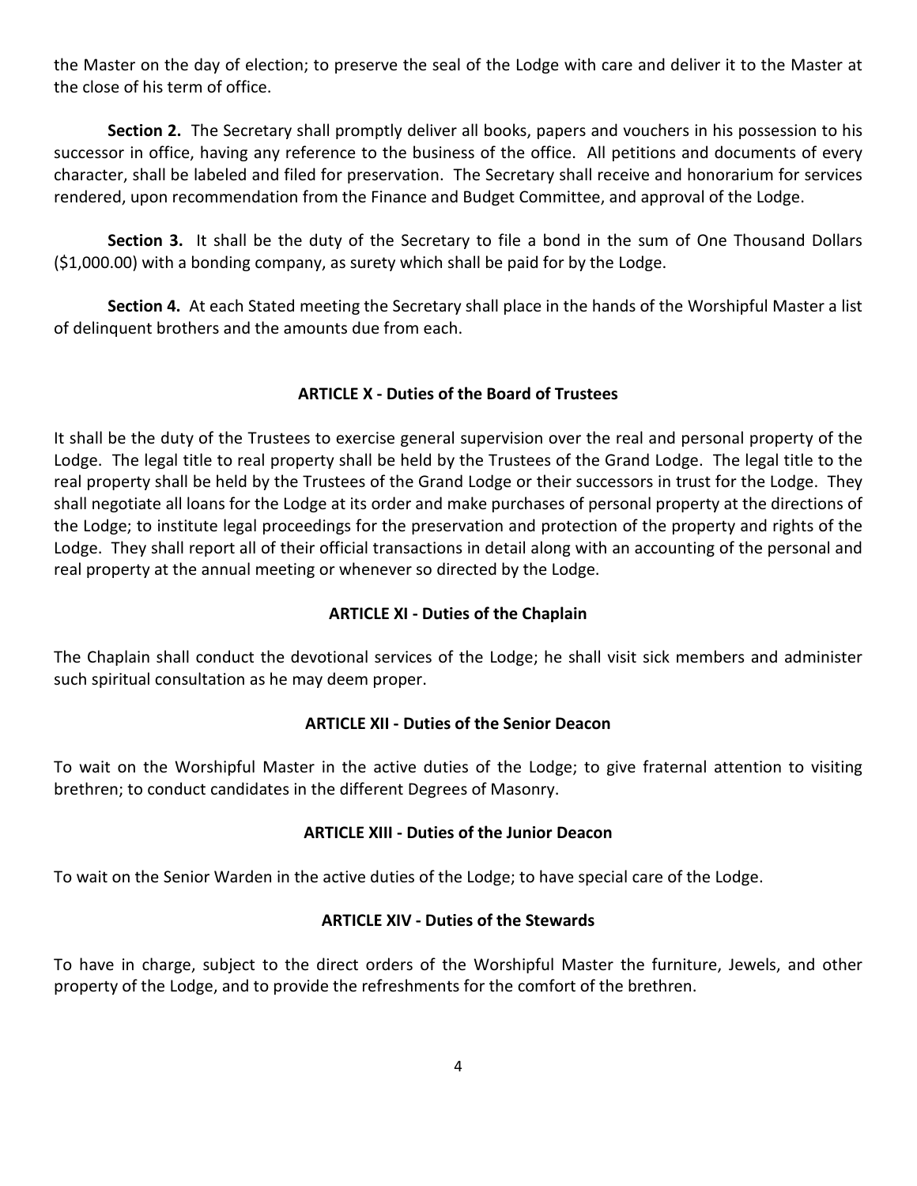the Master on the day of election; to preserve the seal of the Lodge with care and deliver it to the Master at the close of his term of office.

**Section 2.** The Secretary shall promptly deliver all books, papers and vouchers in his possession to his successor in office, having any reference to the business of the office. All petitions and documents of every character, shall be labeled and filed for preservation. The Secretary shall receive and honorarium for services rendered, upon recommendation from the Finance and Budget Committee, and approval of the Lodge.

**Section 3.** It shall be the duty of the Secretary to file a bond in the sum of One Thousand Dollars ($1,000.00) with a bonding company, as surety which shall be paid for by the Lodge.

**Section 4.** At each Stated meeting the Secretary shall place in the hands of the Worshipful Master a list of delinquent brothers and the amounts due from each.

### ARTICLE X - Duties of the Board of Trustees

It shall be the duty of the Trustees to exercise general supervision over the real and personal property of the Lodge. The legal title to real property shall be held by the Trustees of the Grand Lodge. The legal title to the real property shall be held by the Trustees of the Grand Lodge or their successors in trust for the Lodge. They shall negotiate all loans for the Lodge at its order and make purchases of personal property at the directions of the Lodge; to institute legal proceedings for the preservation and protection of the property and rights of the Lodge. They shall report all of their official transactions in detail along with an accounting of the personal and real property at the annual meeting or whenever so directed by the Lodge.

### ARTICLE XI - Duties of the Chaplain

The Chaplain shall conduct the devotional services of the Lodge; he shall visit sick members and administer such spiritual consultation as he may deem proper.

### ARTICLE XII - Duties of the Senior Deacon

To wait on the Worshipful Master in the active duties of the Lodge; to give fraternal attention to visiting brethren; to conduct candidates in the different Degrees of Masonry.

### ARTICLE XIII - Duties of the Junior Deacon

To wait on the Senior Warden in the active duties of the Lodge; to have special care of the Lodge.

### ARTICLE XIV - Duties of the Stewards

To have in charge, subject to the direct orders of the Worshipful Master the furniture, Jewels, and other property of the Lodge, and to provide the refreshments for the comfort of the brethren.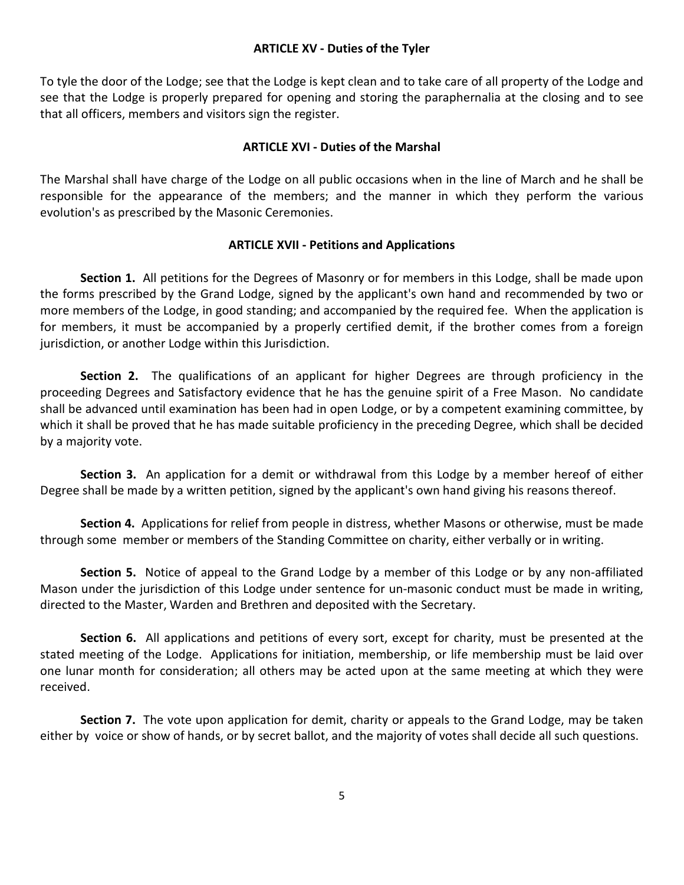## ARTICLE XV - Duties of the Tyler

To tyle the door of the Lodge; see that the Lodge is kept clean and to take care of all property of the Lodge and see that the Lodge is properly prepared for opening and storing the paraphernalia at the closing and to see that all officers, members and visitors sign the register.

## ARTICLE XVI - Duties of the Marshal

The Marshal shall have charge of the Lodge on all public occasions when in the line of March and he shall be responsible for the appearance of the members; and the manner in which they perform the various evolution's as prescribed by the Masonic Ceremonies.

## ARTICLE XVII - Petitions and Applications

**Section 1.** All petitions for the Degrees of Masonry or for members in this Lodge, shall be made upon the forms prescribed by the Grand Lodge, signed by the applicant's own hand and recommended by two or more members of the Lodge, in good standing; and accompanied by the required fee. When the application is for members, it must be accompanied by a properly certified demit, if the brother comes from a foreign jurisdiction, or another Lodge within this Jurisdiction.

**Section 2.** The qualifications of an applicant for higher Degrees are through proficiency in the proceeding Degrees and Satisfactory evidence that he has the genuine spirit of a Free Mason. No candidate shall be advanced until examination has been had in open Lodge, or by a competent examining committee, by which it shall be proved that he has made suitable proficiency in the preceding Degree, which shall be decided by a majority vote.

**Section 3.** An application for a demit or withdrawal from this Lodge by a member hereof of either Degree shall be made by a written petition, signed by the applicant's own hand giving his reasons thereof.

**Section 4.** Applications for relief from people in distress, whether Masons or otherwise, must be made through some member or members of the Standing Committee on charity, either verbally or in writing.

**Section 5.** Notice of appeal to the Grand Lodge by a member of this Lodge or by any non-affiliated Mason under the jurisdiction of this Lodge under sentence for un-masonic conduct must be made in writing, directed to the Master, Warden and Brethren and deposited with the Secretary.

**Section 6.** All applications and petitions of every sort, except for charity, must be presented at the stated meeting of the Lodge. Applications for initiation, membership, or life membership must be laid over one lunar month for consideration; all others may be acted upon at the same meeting at which they were received.

**Section 7.** The vote upon application for demit, charity or appeals to the Grand Lodge, may be taken either by voice or show of hands, or by secret ballot, and the majority of votes shall decide all such questions.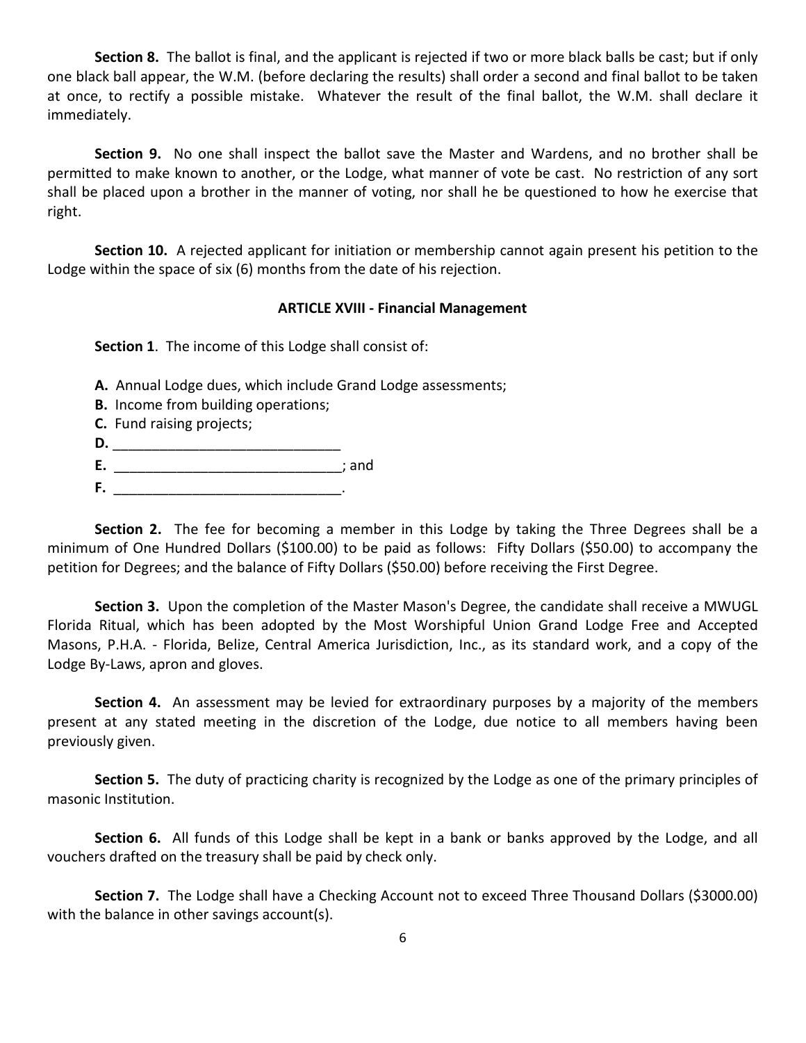**Section 8.** The ballot is final, and the applicant is rejected if two or more black balls be cast; but if only one black ball appear, the W.M. (before declaring the results) shall order a second and final ballot to be taken at once, to rectify a possible mistake. Whatever the result of the final ballot, the W.M. shall declare it immediately.

**Section 9.** No one shall inspect the ballot save the Master and Wardens, and no brother shall be permitted to make known to another, or the Lodge, what manner of vote be cast. No restriction of any sort shall be placed upon a brother in the manner of voting, nor shall he be questioned to how he exercise that right.

**Section 10.** A rejected applicant for initiation or membership cannot again present his petition to the Lodge within the space of six (6) months from the date of his rejection.

### ARTICLE XVIII - Financial Management

**Section 1**. The income of this Lodge shall consist of:

**A.** Annual Lodge dues, which include Grand Lodge assessments;
**B.** Income from building operations;
**C.** Fund raising projects;
**D.** _____________________________
**E.** _____________________________; and
**F.** _____________________________.

**Section 2.** The fee for becoming a member in this Lodge by taking the Three Degrees shall be a minimum of One Hundred Dollars ($100.00) to be paid as follows: Fifty Dollars ($50.00) to accompany the petition for Degrees; and the balance of Fifty Dollars ($50.00) before receiving the First Degree.

**Section 3.** Upon the completion of the Master Mason's Degree, the candidate shall receive a MWUGL Florida Ritual, which has been adopted by the Most Worshipful Union Grand Lodge Free and Accepted Masons, P.H.A. - Florida, Belize, Central America Jurisdiction, Inc., as its standard work, and a copy of the Lodge By-Laws, apron and gloves.

**Section 4.** An assessment may be levied for extraordinary purposes by a majority of the members present at any stated meeting in the discretion of the Lodge, due notice to all members having been previously given.

**Section 5.** The duty of practicing charity is recognized by the Lodge as one of the primary principles of masonic Institution.

**Section 6.** All funds of this Lodge shall be kept in a bank or banks approved by the Lodge, and all vouchers drafted on the treasury shall be paid by check only.

**Section 7.** The Lodge shall have a Checking Account not to exceed Three Thousand Dollars ($3000.00) with the balance in other savings account(s).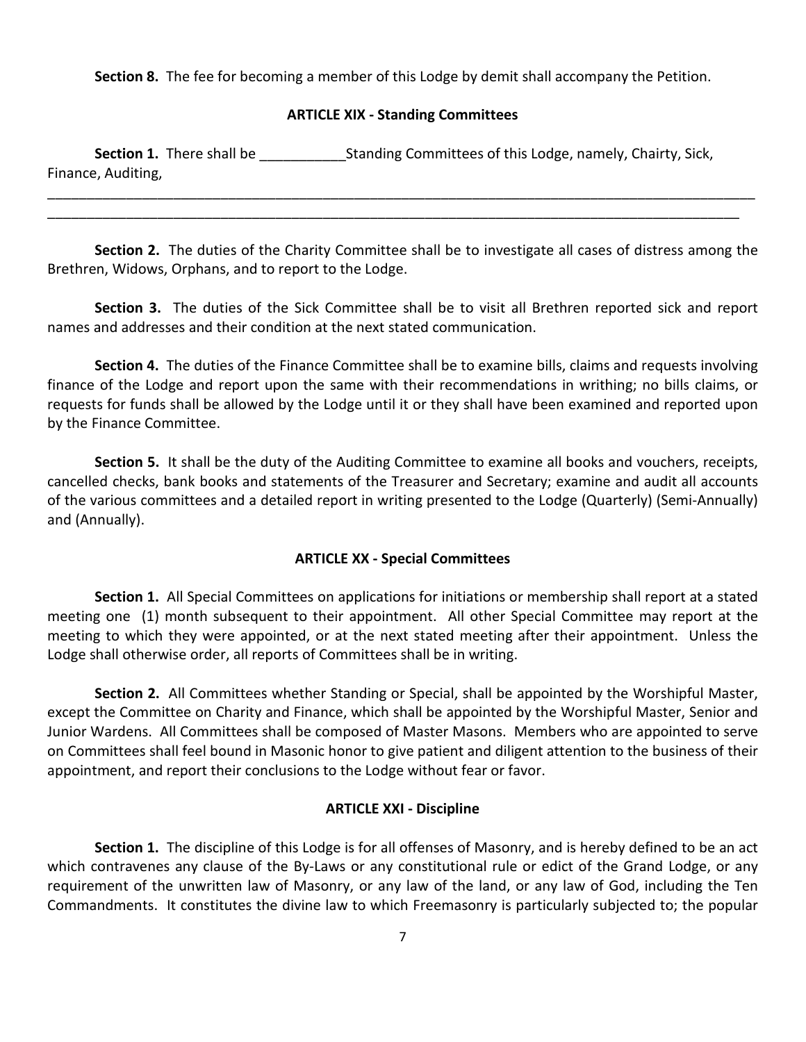**Section 8.** The fee for becoming a member of this Lodge by demit shall accompany the Petition.

**ARTICLE XIX - Standing Committees**

**Section 1.** There shall be ___________Standing Committees of this Lodge, namely, Chairty, Sick, Finance, Auditing,

_______________________________________________________________________________________________

_____________________________________________________________________________________________

**Section 2.** The duties of the Charity Committee shall be to investigate all cases of distress among the Brethren, Widows, Orphans, and to report to the Lodge.

**Section 3.** The duties of the Sick Committee shall be to visit all Brethren reported sick and report names and addresses and their condition at the next stated communication.

**Section 4.** The duties of the Finance Committee shall be to examine bills, claims and requests involving finance of the Lodge and report upon the same with their recommendations in writhing; no bills claims, or requests for funds shall be allowed by the Lodge until it or they shall have been examined and reported upon by the Finance Committee.

**Section 5.** It shall be the duty of the Auditing Committee to examine all books and vouchers, receipts, cancelled checks, bank books and statements of the Treasurer and Secretary; examine and audit all accounts of the various committees and a detailed report in writing presented to the Lodge (Quarterly) (Semi-Annually) and (Annually).

**ARTICLE XX - Special Committees**

**Section 1.** All Special Committees on applications for initiations or membership shall report at a stated meeting one (1) month subsequent to their appointment. All other Special Committee may report at the meeting to which they were appointed, or at the next stated meeting after their appointment. Unless the Lodge shall otherwise order, all reports of Committees shall be in writing.

**Section 2.** All Committees whether Standing or Special, shall be appointed by the Worshipful Master, except the Committee on Charity and Finance, which shall be appointed by the Worshipful Master, Senior and Junior Wardens. All Committees shall be composed of Master Masons. Members who are appointed to serve on Committees shall feel bound in Masonic honor to give patient and diligent attention to the business of their appointment, and report their conclusions to the Lodge without fear or favor.

**ARTICLE XXI - Discipline**

**Section 1.** The discipline of this Lodge is for all offenses of Masonry, and is hereby defined to be an act which contravenes any clause of the By-Laws or any constitutional rule or edict of the Grand Lodge, or any requirement of the unwritten law of Masonry, or any law of the land, or any law of God, including the Ten Commandments. It constitutes the divine law to which Freemasonry is particularly subjected to; the popular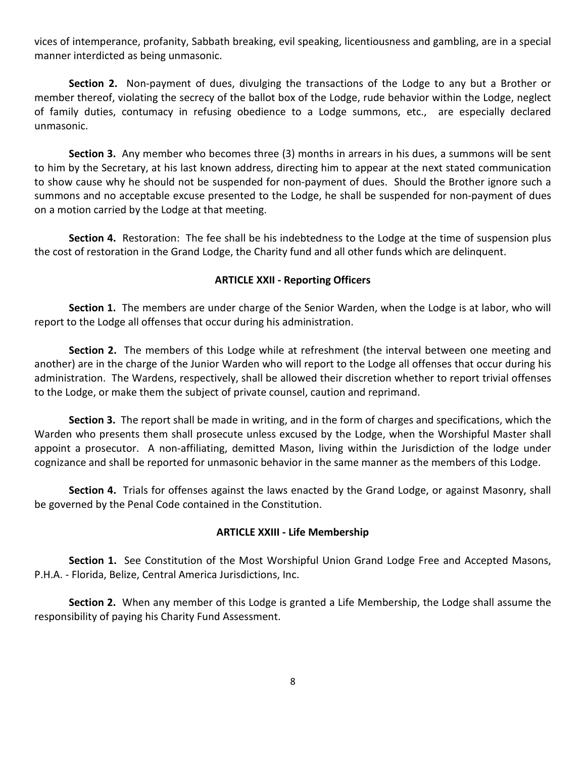vices of intemperance, profanity, Sabbath breaking, evil speaking, licentiousness and gambling, are in a special manner interdicted as being unmasonic.

**Section 2.** Non-payment of dues, divulging the transactions of the Lodge to any but a Brother or member thereof, violating the secrecy of the ballot box of the Lodge, rude behavior within the Lodge, neglect of family duties, contumacy in refusing obedience to a Lodge summons, etc., are especially declared unmasonic.

**Section 3.** Any member who becomes three (3) months in arrears in his dues, a summons will be sent to him by the Secretary, at his last known address, directing him to appear at the next stated communication to show cause why he should not be suspended for non-payment of dues. Should the Brother ignore such a summons and no acceptable excuse presented to the Lodge, he shall be suspended for non-payment of dues on a motion carried by the Lodge at that meeting.

**Section 4.** Restoration: The fee shall be his indebtedness to the Lodge at the time of suspension plus the cost of restoration in the Grand Lodge, the Charity fund and all other funds which are delinquent.

## ARTICLE XXII - Reporting Officers

**Section 1.** The members are under charge of the Senior Warden, when the Lodge is at labor, who will report to the Lodge all offenses that occur during his administration.

**Section 2.** The members of this Lodge while at refreshment (the interval between one meeting and another) are in the charge of the Junior Warden who will report to the Lodge all offenses that occur during his administration. The Wardens, respectively, shall be allowed their discretion whether to report trivial offenses to the Lodge, or make them the subject of private counsel, caution and reprimand.

**Section 3.** The report shall be made in writing, and in the form of charges and specifications, which the Warden who presents them shall prosecute unless excused by the Lodge, when the Worshipful Master shall appoint a prosecutor. A non-affiliating, demitted Mason, living within the Jurisdiction of the lodge under cognizance and shall be reported for unmasonic behavior in the same manner as the members of this Lodge.

**Section 4.** Trials for offenses against the laws enacted by the Grand Lodge, or against Masonry, shall be governed by the Penal Code contained in the Constitution.

## ARTICLE XXIII - Life Membership

**Section 1.** See Constitution of the Most Worshipful Union Grand Lodge Free and Accepted Masons, P.H.A. - Florida, Belize, Central America Jurisdictions, Inc.

**Section 2.** When any member of this Lodge is granted a Life Membership, the Lodge shall assume the responsibility of paying his Charity Fund Assessment.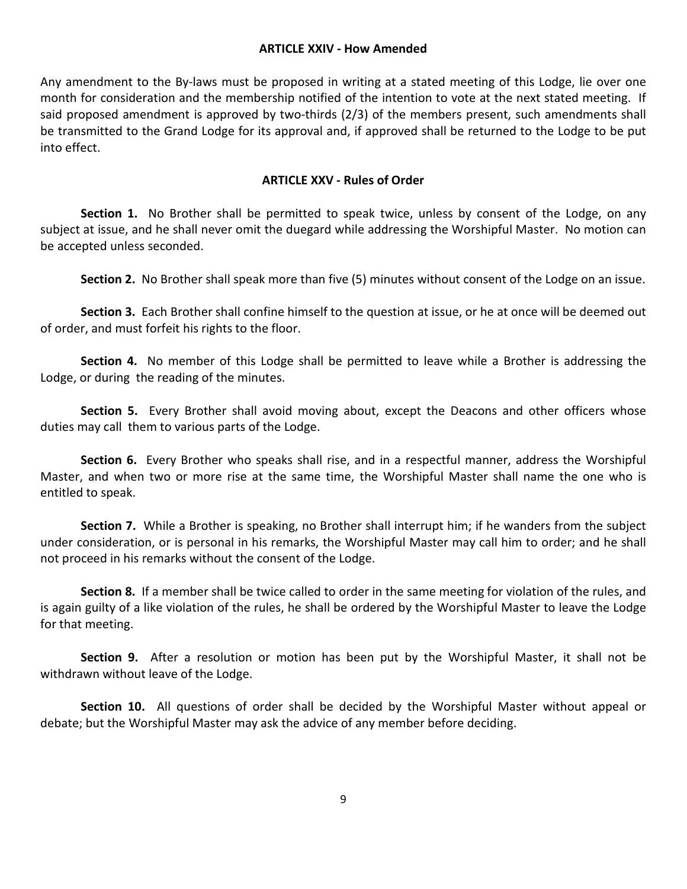## ARTICLE XXIV - How Amended

Any amendment to the By-laws must be proposed in writing at a stated meeting of this Lodge, lie over one month for consideration and the membership notified of the intention to vote at the next stated meeting. If said proposed amendment is approved by two-thirds (2/3) of the members present, such amendments shall be transmitted to the Grand Lodge for its approval and, if approved shall be returned to the Lodge to be put into effect.

## ARTICLE XXV - Rules of Order

**Section 1.** No Brother shall be permitted to speak twice, unless by consent of the Lodge, on any subject at issue, and he shall never omit the duegard while addressing the Worshipful Master. No motion can be accepted unless seconded.

**Section 2.** No Brother shall speak more than five (5) minutes without consent of the Lodge on an issue.

**Section 3.** Each Brother shall confine himself to the question at issue, or he at once will be deemed out of order, and must forfeit his rights to the floor.

**Section 4.** No member of this Lodge shall be permitted to leave while a Brother is addressing the Lodge, or during the reading of the minutes.

**Section 5.** Every Brother shall avoid moving about, except the Deacons and other officers whose duties may call them to various parts of the Lodge.

**Section 6.** Every Brother who speaks shall rise, and in a respectful manner, address the Worshipful Master, and when two or more rise at the same time, the Worshipful Master shall name the one who is entitled to speak.

**Section 7.** While a Brother is speaking, no Brother shall interrupt him; if he wanders from the subject under consideration, or is personal in his remarks, the Worshipful Master may call him to order; and he shall not proceed in his remarks without the consent of the Lodge.

**Section 8.** If a member shall be twice called to order in the same meeting for violation of the rules, and is again guilty of a like violation of the rules, he shall be ordered by the Worshipful Master to leave the Lodge for that meeting.

**Section 9.** After a resolution or motion has been put by the Worshipful Master, it shall not be withdrawn without leave of the Lodge.

**Section 10.** All questions of order shall be decided by the Worshipful Master without appeal or debate; but the Worshipful Master may ask the advice of any member before deciding.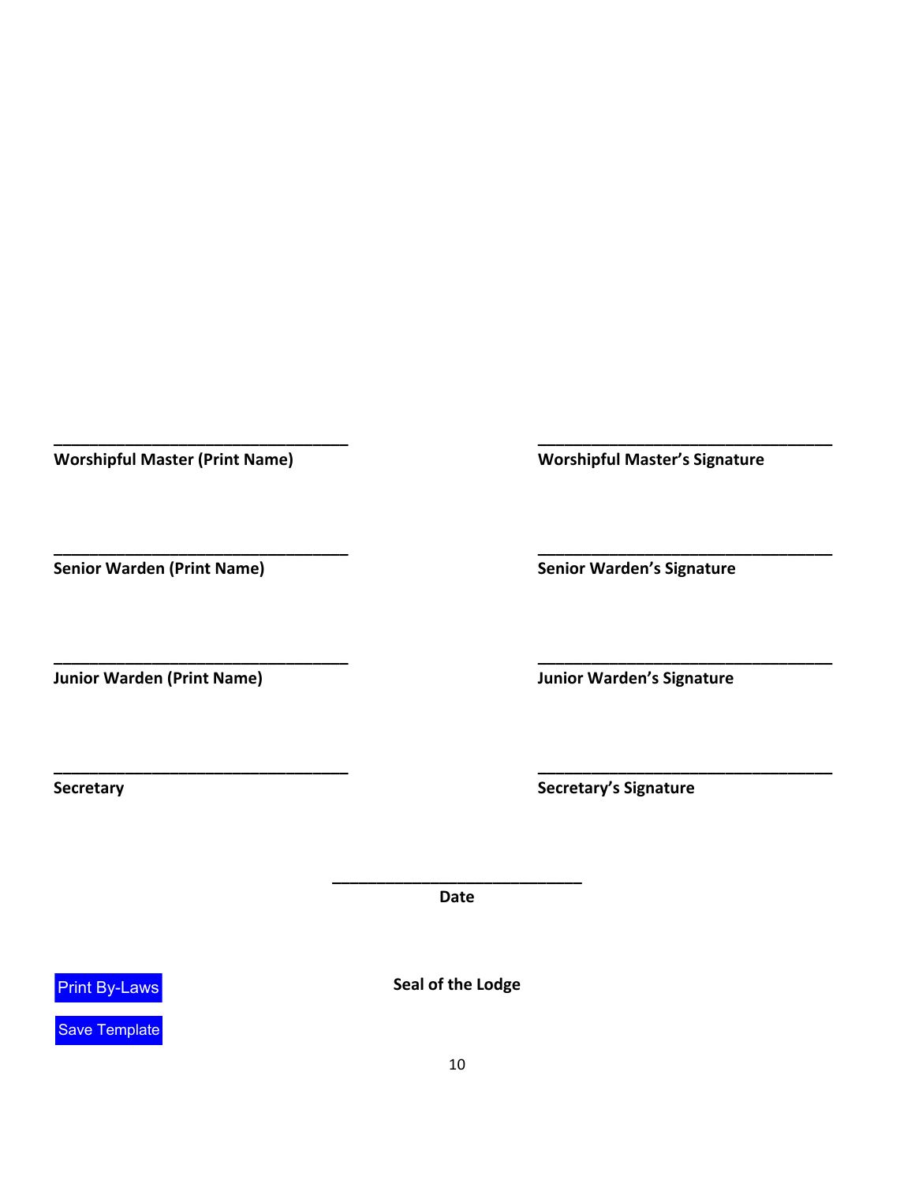| | |
|---|---|
| ______________________________ | ______________________________ |
| **Worshipful Master (Print Name)** | **Worshipful Master's Signature** |
| ______________________________ | ______________________________ |
| **Senior Warden (Print Name)** | **Senior Warden's Signature** |
| ______________________________ | ______________________________ |
| **Junior Warden (Print Name)** | **Junior Warden's Signature** |
| ______________________________ | ______________________________ |
| **Secretary** | **Secretary's Signature** |

______________________________
**Date**

**Seal of the Lodge**

Print By-Laws

Save Template